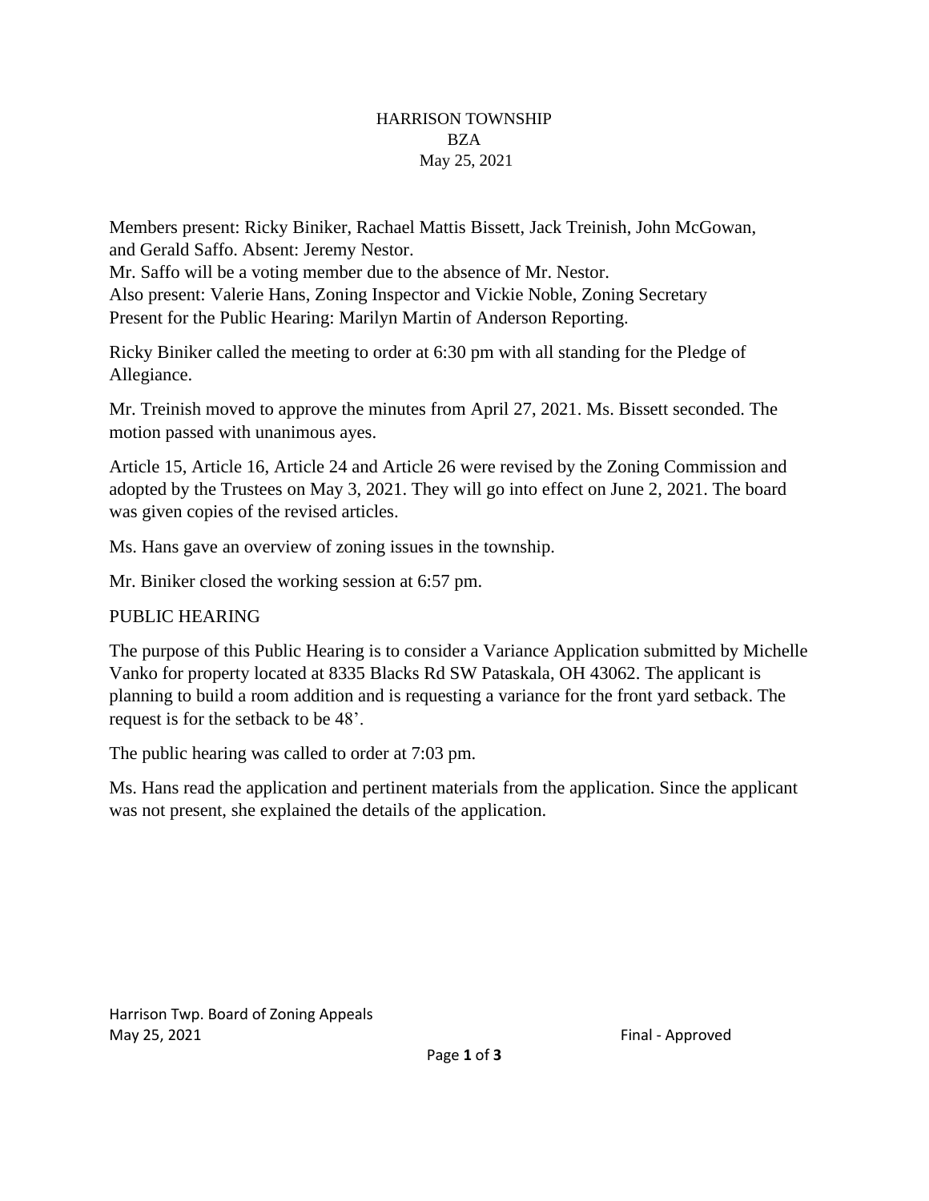# HARRISON TOWNSHIP
## BZA
## May 25, 2021

Members present: Ricky Biniker, Rachael Mattis Bissett, Jack Treinish, John McGowan, and Gerald Saffo. Absent: Jeremy Nestor.
Mr. Saffo will be a voting member due to the absence of Mr. Nestor.
Also present: Valerie Hans, Zoning Inspector and Vickie Noble, Zoning Secretary
Present for the Public Hearing: Marilyn Martin of Anderson Reporting.

Ricky Biniker called the meeting to order at 6:30 pm with all standing for the Pledge of Allegiance.

Mr. Treinish moved to approve the minutes from April 27, 2021. Ms. Bissett seconded. The motion passed with unanimous ayes.

Article 15, Article 16, Article 24 and Article 26 were revised by the Zoning Commission and adopted by the Trustees on May 3, 2021. They will go into effect on June 2, 2021. The board was given copies of the revised articles.

Ms. Hans gave an overview of zoning issues in the township.

Mr. Biniker closed the working session at 6:57 pm.

PUBLIC HEARING

The purpose of this Public Hearing is to consider a Variance Application submitted by Michelle Vanko for property located at 8335 Blacks Rd SW Pataskala, OH 43062. The applicant is planning to build a room addition and is requesting a variance for the front yard setback. The request is for the setback to be 48'.

The public hearing was called to order at 7:03 pm.

Ms. Hans read the application and pertinent materials from the application. Since the applicant was not present, she explained the details of the application.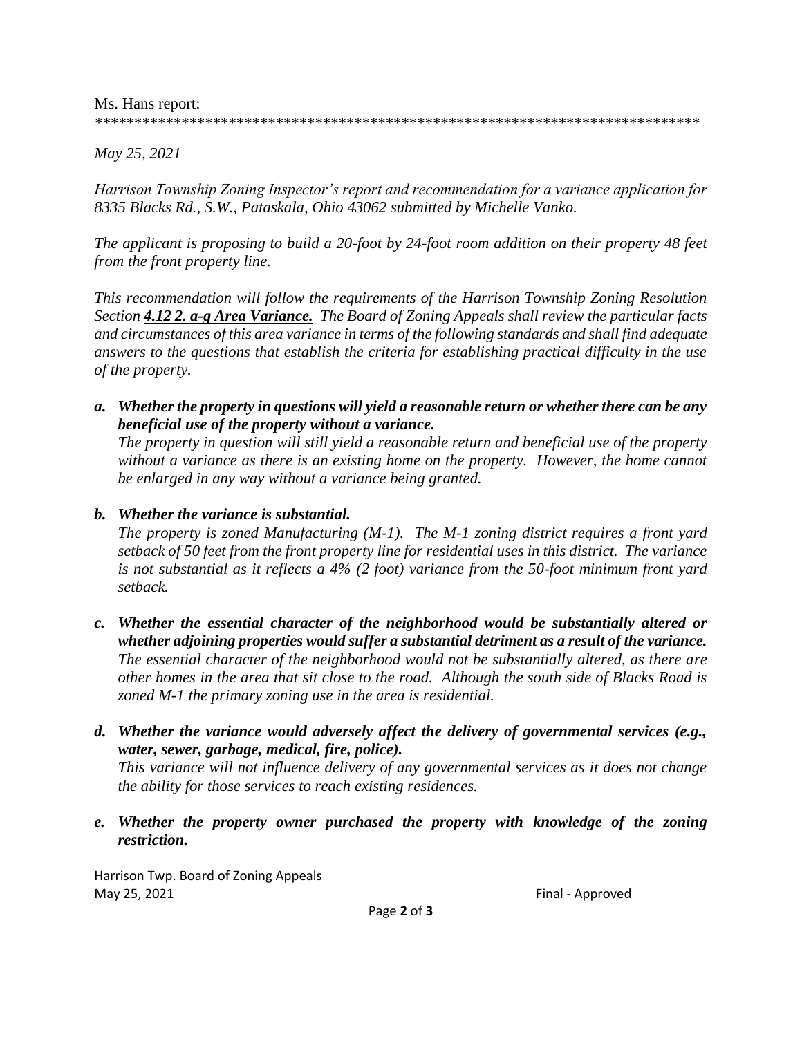Ms. Hans report:
*******************************************************************************

*May 25, 2021*

*Harrison Township Zoning Inspector's report and recommendation for a variance application for 8335 Blacks Rd., S.W., Pataskala, Ohio 43062 submitted by Michelle Vanko.*

*The applicant is proposing to build a 20-foot by 24-foot room addition on their property 48 feet from the front property line.*

*This recommendation will follow the requirements of the Harrison Township Zoning Resolution Section* ***4.12 2. a-g Area Variance.*** *The Board of Zoning Appeals shall review the particular facts and circumstances of this area variance in terms of the following standards and shall find adequate answers to the questions that establish the criteria for establishing practical difficulty in the use of the property.*

***a. Whether the property in questions will yield a reasonable return or whether there can be any beneficial use of the property without a variance.***
*The property in question will still yield a reasonable return and beneficial use of the property without a variance as there is an existing home on the property. However, the home cannot be enlarged in any way without a variance being granted.*

***b. Whether the variance is substantial.***
*The property is zoned Manufacturing (M-1). The M-1 zoning district requires a front yard setback of 50 feet from the front property line for residential uses in this district. The variance is not substantial as it reflects a 4% (2 foot) variance from the 50-foot minimum front yard setback.*

***c. Whether the essential character of the neighborhood would be substantially altered or whether adjoining properties would suffer a substantial detriment as a result of the variance.***
*The essential character of the neighborhood would not be substantially altered, as there are other homes in the area that sit close to the road. Although the south side of Blacks Road is zoned M-1 the primary zoning use in the area is residential.*

***d. Whether the variance would adversely affect the delivery of governmental services (e.g., water, sewer, garbage, medical, fire, police).***
*This variance will not influence delivery of any governmental services as it does not change the ability for those services to reach existing residences.*

***e. Whether the property owner purchased the property with knowledge of the zoning restriction.***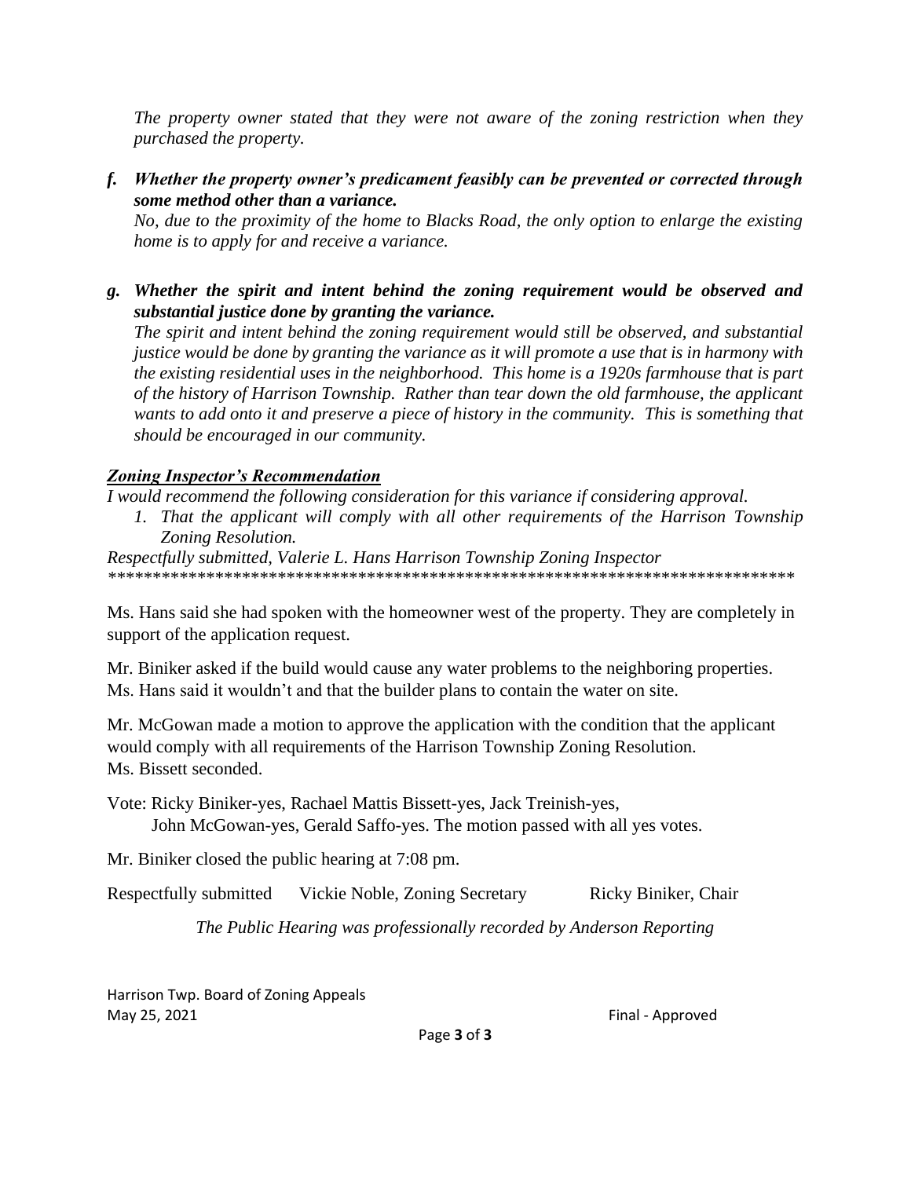*The property owner stated that they were not aware of the zoning restriction when they purchased the property.*

***f. Whether the property owner's predicament feasibly can be prevented or corrected through some method other than a variance.***
*No, due to the proximity of the home to Blacks Road, the only option to enlarge the existing home is to apply for and receive a variance.*

***g. Whether the spirit and intent behind the zoning requirement would be observed and substantial justice done by granting the variance.***
*The spirit and intent behind the zoning requirement would still be observed, and substantial justice would be done by granting the variance as it will promote a use that is in harmony with the existing residential uses in the neighborhood. This home is a 1920s farmhouse that is part of the history of Harrison Township. Rather than tear down the old farmhouse, the applicant wants to add onto it and preserve a piece of history in the community. This is something that should be encouraged in our community.*

***Zoning Inspector's Recommendation***

*I would recommend the following consideration for this variance if considering approval.*

1. *That the applicant will comply with all other requirements of the Harrison Township Zoning Resolution.*

*Respectfully submitted, Valerie L. Hans Harrison Township Zoning Inspector*

*******************************************************************************

Ms. Hans said she had spoken with the homeowner west of the property. They are completely in support of the application request.

Mr. Biniker asked if the build would cause any water problems to the neighboring properties. Ms. Hans said it wouldn't and that the builder plans to contain the water on site.

Mr. McGowan made a motion to approve the application with the condition that the applicant would comply with all requirements of the Harrison Township Zoning Resolution. Ms. Bissett seconded.

Vote: Ricky Biniker-yes, Rachael Mattis Bissett-yes, Jack Treinish-yes, John McGowan-yes, Gerald Saffo-yes. The motion passed with all yes votes.

Mr. Biniker closed the public hearing at 7:08 pm.

Respectfully submitted Vickie Noble, Zoning Secretary Ricky Biniker, Chair

*The Public Hearing was professionally recorded by Anderson Reporting*

Harrison Twp. Board of Zoning Appeals
May 25, 2021 Final - Approved